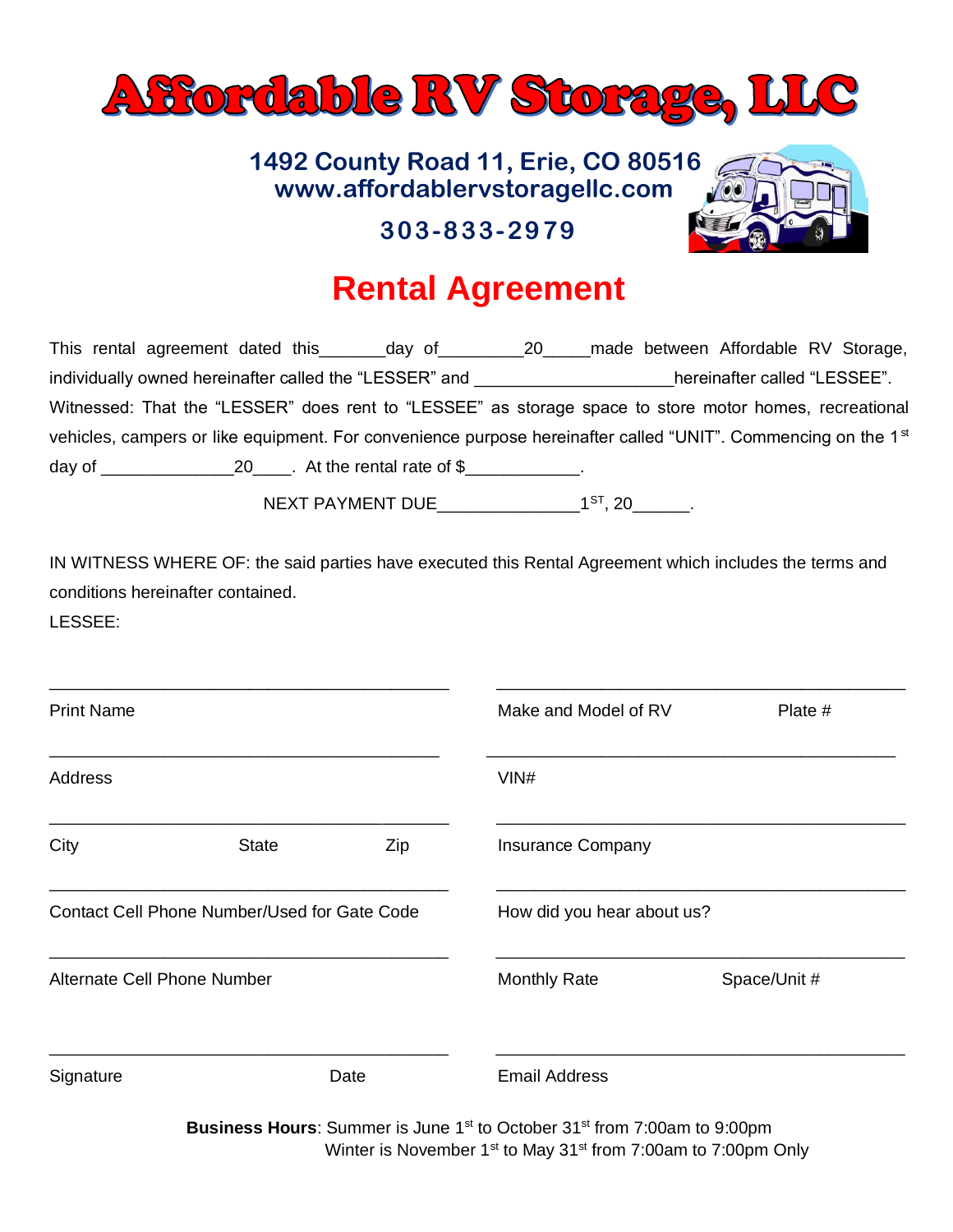# Affordable RV Storage, LLC

**1492 County Road 11, Erie, CO 80516**
**www.affordablervstoragellc.com**

**303-833-2979**

## Rental Agreement

This rental agreement dated this_______day of_________20_____made between Affordable RV Storage, individually owned hereinafter called the “LESSER” and ____________________hereinafter called “LESSEE”. Witnessed: That the “LESSER” does rent to “LESSEE” as storage space to store motor homes, recreational vehicles, campers or like equipment. For convenience purpose hereinafter called “UNIT”. Commencing on the 1st day of ______________20____. At the rental rate of $____________.

NEXT PAYMENT DUE______________1ST, 20______.

IN WITNESS WHERE OF: the said parties have executed this Rental Agreement which includes the terms and conditions hereinafter contained.

LESSEE:

| | |
|---|---|
| _______________________________ | _______________________________ |
| Print Name | Make and Model of RV          Plate # |
| _______________________________ | _______________________________ |
| Address | VIN# |
| _______________________________ | _______________________________ |
| City          State          Zip | Insurance Company |
| _______________________________ | _______________________________ |
| Contact Cell Phone Number/Used for Gate Code | How did you hear about us? |
| _______________________________ | _______________________________ |
| Alternate Cell Phone Number | Monthly Rate          Space/Unit # |
| _______________________________ | _______________________________ |
| Signature          Date | Email Address |

**Business Hours**: Summer is June 1st to October 31st from 7:00am to 9:00pm
Winter is November 1st to May 31st from 7:00am to 7:00pm Only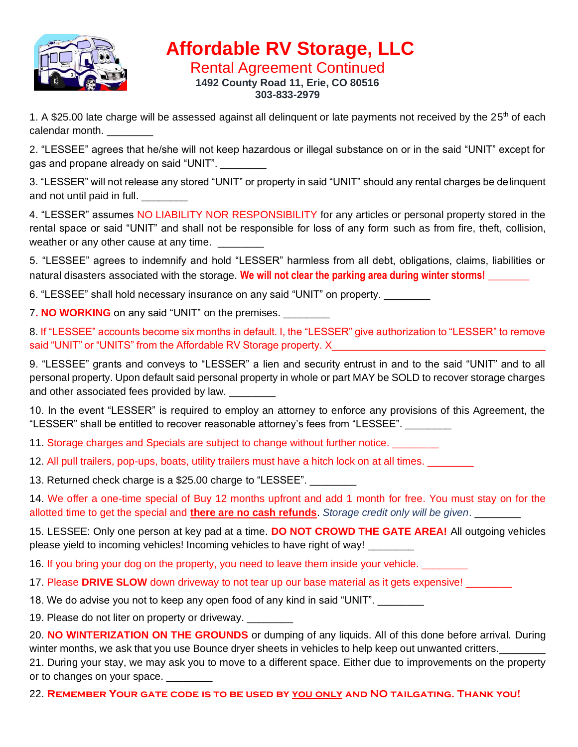# Affordable RV Storage, LLC

## Rental Agreement Continued

**1492 County Road 11, Erie, CO 80516**
**303-833-2979**

1. A $25.00 late charge will be assessed against all delinquent or late payments not received by the 25th of each calendar month. ________

2. "LESSEE" agrees that he/she will not keep hazardous or illegal substance on or in the said "UNIT" except for gas and propane already on said "UNIT". ________

3. "LESSER" will not release any stored "UNIT" or property in said "UNIT" should any rental charges be delinquent and not until paid in full. ________

4. "LESSER" assumes NO LIABILITY NOR RESPONSIBILITY for any articles or personal property stored in the rental space or said "UNIT" and shall not be responsible for loss of any form such as from fire, theft, collision, weather or any other cause at any time. ________

5. "LESSEE" agrees to indemnify and hold "LESSER" harmless from all debt, obligations, claims, liabilities or natural disasters associated with the storage. **We will not clear the parking area during winter storms!** ________

6. "LESSEE" shall hold necessary insurance on any said "UNIT" on property. ________

7. **NO WORKING** on any said "UNIT" on the premises. ________

8. If "LESSEE" accounts become six months in default. I, the "LESSER" give authorization to "LESSER" to remove said "UNIT" or "UNITS" from the Affordable RV Storage property. X________________________________________

9. "LESSEE" grants and conveys to "LESSER" a lien and security entrust in and to the said "UNIT" and to all personal property. Upon default said personal property in whole or part MAY be SOLD to recover storage charges and other associated fees provided by law. ________

10. In the event "LESSER" is required to employ an attorney to enforce any provisions of this Agreement, the "LESSER" shall be entitled to recover reasonable attorney's fees from "LESSEE". ________

11. Storage charges and Specials are subject to change without further notice. ________

12. All pull trailers, pop-ups, boats, utility trailers must have a hitch lock on at all times. ________

13. Returned check charge is a $25.00 charge to "LESSEE". ________

14. We offer a one-time special of Buy 12 months upfront and add 1 month for free. You must stay on for the allotted time to get the special and **there are no cash refunds**. *Storage credit only will be given*. ________

15. LESSEE: Only one person at key pad at a time. **DO NOT CROWD THE GATE AREA!** All outgoing vehicles please yield to incoming vehicles! Incoming vehicles to have right of way! ________

16. If you bring your dog on the property, you need to leave them inside your vehicle. ________

17. Please **DRIVE SLOW** down driveway to not tear up our base material as it gets expensive! ________

18. We do advise you not to keep any open food of any kind in said "UNIT". ________

19. Please do not liter on property or driveway. ________

20. **NO WINTERIZATION ON THE GROUNDS** or dumping of any liquids. All of this done before arrival. During winter months, we ask that you use Bounce dryer sheets in vehicles to help keep out unwanted critters.________

21. During your stay, we may ask you to move to a different space. Either due to improvements on the property or to changes on your space. ________

22. **REMEMBER YOUR GATE CODE IS TO BE USED BY YOU ONLY AND NO TAILGATING. THANK YOU!**